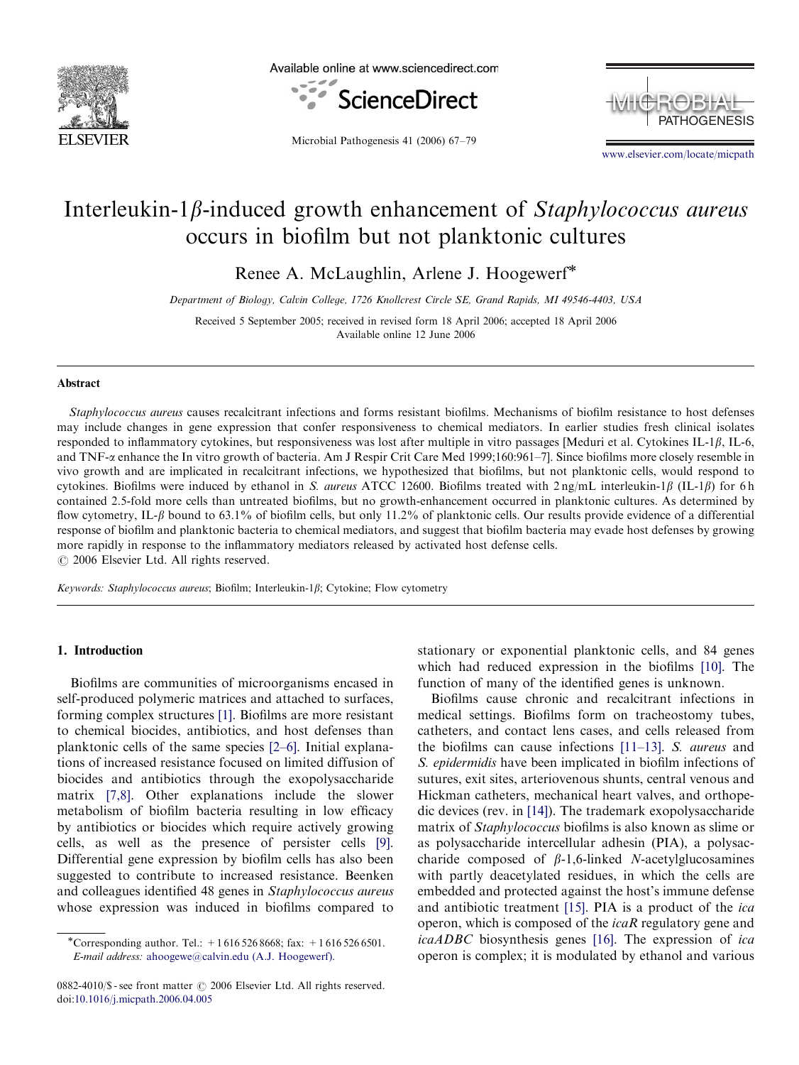# Interleukin-1$\beta$-induced growth enhancement of *Staphylococcus aureus* occurs in biofilm but not planktonic cultures

Renee A. McLaughlin, Arlene J. Hoogewerf*

*Department of Biology, Calvin College, 1726 Knollcrest Circle SE, Grand Rapids, MI 49546-4403, USA*

Received 5 September 2005; received in revised form 18 April 2006; accepted 18 April 2006
Available online 12 June 2006

## Abstract

*Staphylococcus aureus* causes recalcitrant infections and forms resistant biofilms. Mechanisms of biofilm resistance to host defenses may include changes in gene expression that confer responsiveness to chemical mediators. In earlier studies fresh clinical isolates responded to inflammatory cytokines, but responsiveness was lost after multiple in vitro passages [Meduri et al. Cytokines IL-1$\beta$, IL-6, and TNF-$\alpha$ enhance the In vitro growth of bacteria. Am J Respir Crit Care Med 1999;160:961–7]. Since biofilms more closely resemble in vivo growth and are implicated in recalcitrant infections, we hypothesized that biofilms, but not planktonic cells, would respond to cytokines. Biofilms were induced by ethanol in *S. aureus* ATCC 12600. Biofilms treated with 2 ng/mL interleukin-1$\beta$ (IL-1$\beta$) for 6 h contained 2.5-fold more cells than untreated biofilms, but no growth-enhancement occurred in planktonic cultures. As determined by flow cytometry, IL-$\beta$ bound to 63.1% of biofilm cells, but only 11.2% of planktonic cells. Our results provide evidence of a differential response of biofilm and planktonic bacteria to chemical mediators, and suggest that biofilm bacteria may evade host defenses by growing more rapidly in response to the inflammatory mediators released by activated host defense cells.

© 2006 Elsevier Ltd. All rights reserved.

*Keywords:* *Staphylococcus aureus*; Biofilm; Interleukin-1$\beta$; Cytokine; Flow cytometry

## 1. Introduction

Biofilms are communities of microorganisms encased in self-produced polymeric matrices and attached to surfaces, forming complex structures [1]. Biofilms are more resistant to chemical biocides, antibiotics, and host defenses than planktonic cells of the same species [2–6]. Initial explanations of increased resistance focused on limited diffusion of biocides and antibiotics through the exopolysaccharide matrix [7,8]. Other explanations include the slower metabolism of biofilm bacteria resulting in low efficacy by antibiotics or biocides which require actively growing cells, as well as the presence of persister cells [9]. Differential gene expression by biofilm cells has also been suggested to contribute to increased resistance. Beenken and colleagues identified 48 genes in *Staphylococcus aureus* whose expression was induced in biofilms compared to stationary or exponential planktonic cells, and 84 genes which had reduced expression in the biofilms [10]. The function of many of the identified genes is unknown.

Biofilms cause chronic and recalcitrant infections in medical settings. Biofilms form on tracheostomy tubes, catheters, and contact lens cases, and cells released from the biofilms can cause infections [11–13]. *S. aureus* and *S. epidermidis* have been implicated in biofilm infections of sutures, exit sites, arteriovenous shunts, central venous and Hickman catheters, mechanical heart valves, and orthopedic devices (rev. in [14]). The trademark exopolysaccharide matrix of *Staphylococcus* biofilms is also known as slime or as polysaccharide intercellular adhesin (PIA), a polysaccharide composed of $\beta$-1,6-linked *N*-acetylglucosamines with partly deacetylated residues, in which the cells are embedded and protected against the host's immune defense and antibiotic treatment [15]. PIA is a product of the *ica* operon, which is composed of the *icaR* regulatory gene and *icaADBC* biosynthesis genes [16]. The expression of *ica* operon is complex; it is modulated by ethanol and various

*Corresponding author. Tel.: +1 616 526 8668; fax: +1 616 526 6501.
*E-mail address:* ahoogewe@calvin.edu (A.J. Hoogewerf).

0882-4010/$ - see front matter © 2006 Elsevier Ltd. All rights reserved.
doi:10.1016/j.micpath.2006.04.005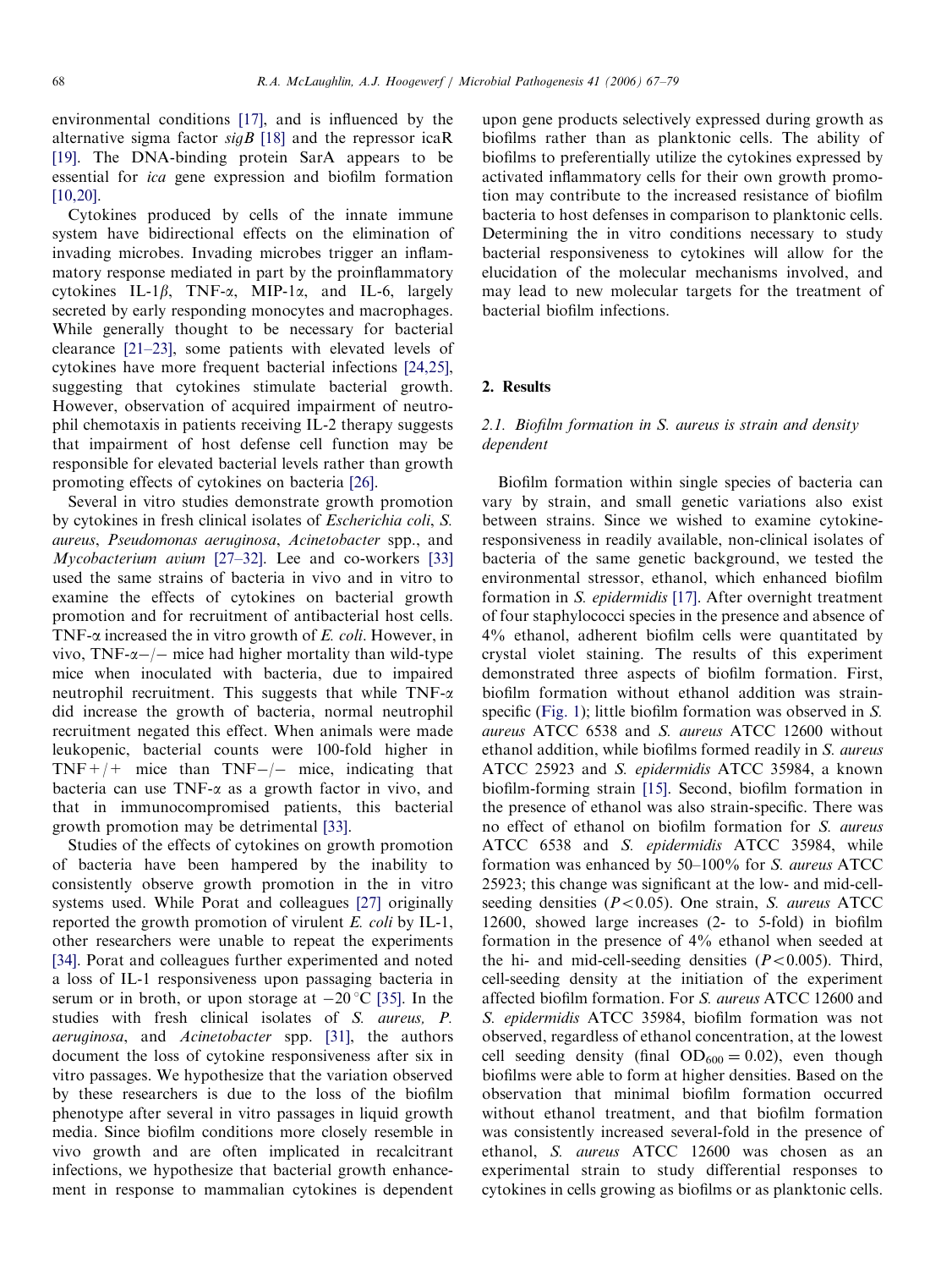environmental conditions [17], and is influenced by the alternative sigma factor *sigB* [18] and the repressor icaR [19]. The DNA-binding protein SarA appears to be essential for *ica* gene expression and biofilm formation [10,20].

Cytokines produced by cells of the innate immune system have bidirectional effects on the elimination of invading microbes. Invading microbes trigger an inflammatory response mediated in part by the proinflammatory cytokines IL-1$\beta$, TNF-$\alpha$, MIP-1$\alpha$, and IL-6, largely secreted by early responding monocytes and macrophages. While generally thought to be necessary for bacterial clearance [21–23], some patients with elevated levels of cytokines have more frequent bacterial infections [24,25], suggesting that cytokines stimulate bacterial growth. However, observation of acquired impairment of neutrophil chemotaxis in patients receiving IL-2 therapy suggests that impairment of host defense cell function may be responsible for elevated bacterial levels rather than growth promoting effects of cytokines on bacteria [26].

Several in vitro studies demonstrate growth promotion by cytokines in fresh clinical isolates of *Escherichia coli*, *S. aureus*, *Pseudomonas aeruginosa*, *Acinetobacter* spp., and *Mycobacterium avium* [27–32]. Lee and co-workers [33] used the same strains of bacteria in vivo and in vitro to examine the effects of cytokines on bacterial growth promotion and for recruitment of antibacterial host cells. TNF-$\alpha$ increased the in vitro growth of *E. coli*. However, in vivo, TNF-$\alpha$−/− mice had higher mortality than wild-type mice when inoculated with bacteria, due to impaired neutrophil recruitment. This suggests that while TNF-$\alpha$ did increase the growth of bacteria, normal neutrophil recruitment negated this effect. When animals were made leukopenic, bacterial counts were 100-fold higher in TNF+/+ mice than TNF−/− mice, indicating that bacteria can use TNF-$\alpha$ as a growth factor in vivo, and that in immunocompromised patients, this bacterial growth promotion may be detrimental [33].

Studies of the effects of cytokines on growth promotion of bacteria have been hampered by the inability to consistently observe growth promotion in the in vitro systems used. While Porat and colleagues [27] originally reported the growth promotion of virulent *E. coli* by IL-1, other researchers were unable to repeat the experiments [34]. Porat and colleagues further experimented and noted a loss of IL-1 responsiveness upon passaging bacteria in serum or in broth, or upon storage at −20 °C [35]. In the studies with fresh clinical isolates of *S. aureus, P. aeruginosa*, and *Acinetobacter* spp. [31], the authors document the loss of cytokine responsiveness after six in vitro passages. We hypothesize that the variation observed by these researchers is due to the loss of the biofilm phenotype after several in vitro passages in liquid growth media. Since biofilm conditions more closely resemble in vivo growth and are often implicated in recalcitrant infections, we hypothesize that bacterial growth enhancement in response to mammalian cytokines is dependent upon gene products selectively expressed during growth as biofilms rather than as planktonic cells. The ability of biofilms to preferentially utilize the cytokines expressed by activated inflammatory cells for their own growth promotion may contribute to the increased resistance of biofilm bacteria to host defenses in comparison to planktonic cells. Determining the in vitro conditions necessary to study bacterial responsiveness to cytokines will allow for the elucidation of the molecular mechanisms involved, and may lead to new molecular targets for the treatment of bacterial biofilm infections.

## 2. Results

### 2.1. Biofilm formation in S. aureus is strain and density dependent

Biofilm formation within single species of bacteria can vary by strain, and small genetic variations also exist between strains. Since we wished to examine cytokine-responsiveness in readily available, non-clinical isolates of bacteria of the same genetic background, we tested the environmental stressor, ethanol, which enhanced biofilm formation in *S. epidermidis* [17]. After overnight treatment of four staphylococci species in the presence and absence of 4% ethanol, adherent biofilm cells were quantitated by crystal violet staining. The results of this experiment demonstrated three aspects of biofilm formation. First, biofilm formation without ethanol addition was strain-specific (Fig. 1); little biofilm formation was observed in *S. aureus* ATCC 6538 and *S. aureus* ATCC 12600 without ethanol addition, while biofilms formed readily in *S. aureus* ATCC 25923 and *S. epidermidis* ATCC 35984, a known biofilm-forming strain [15]. Second, biofilm formation in the presence of ethanol was also strain-specific. There was no effect of ethanol on biofilm formation for *S. aureus* ATCC 6538 and *S. epidermidis* ATCC 35984, while formation was enhanced by 50–100% for *S. aureus* ATCC 25923; this change was significant at the low- and mid-cell-seeding densities ($P<0.05$). One strain, *S. aureus* ATCC 12600, showed large increases (2- to 5-fold) in biofilm formation in the presence of 4% ethanol when seeded at the hi- and mid-cell-seeding densities ($P<0.005$). Third, cell-seeding density at the initiation of the experiment affected biofilm formation. For *S. aureus* ATCC 12600 and *S. epidermidis* ATCC 35984, biofilm formation was not observed, regardless of ethanol concentration, at the lowest cell seeding density (final $OD_{600} = 0.02$), even though biofilms were able to form at higher densities. Based on the observation that minimal biofilm formation occurred without ethanol treatment, and that biofilm formation was consistently increased several-fold in the presence of ethanol, *S. aureus* ATCC 12600 was chosen as an experimental strain to study differential responses to cytokines in cells growing as biofilms or as planktonic cells.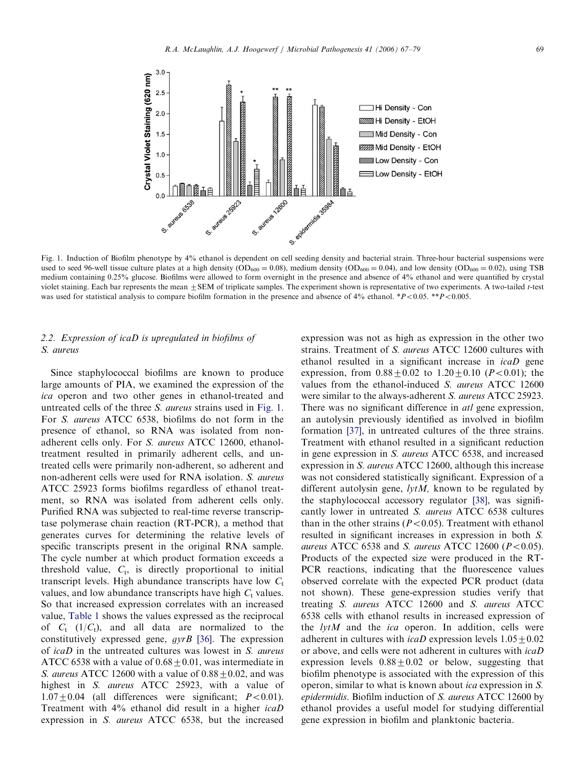Fig. 1. Induction of Biofilm phenotype by 4% ethanol is dependent on cell seeding density and bacterial strain. Three-hour bacterial suspensions were used to seed 96-well tissue culture plates at a high density ($OD_{600} = 0.08$), medium density ($OD_{600} = 0.04$), and low density ($OD_{600} = 0.02$), using TSB medium containing 0.25% glucose. Biofilms were allowed to form overnight in the presence and absence of 4% ethanol and were quantified by crystal violet staining. Each bar represents the mean ±SEM of triplicate samples. The experiment shown is representative of two experiments. A two-tailed *t*-test was used for statistical analysis to compare biofilm formation in the presence and absence of 4% ethanol. $^{*}P<0.05$. $^{**}P<0.005$.

## 2.2. Expression of *icaD* is upregulated in biofilms of *S. aureus*

Since staphylococcal biofilms are known to produce large amounts of PIA, we examined the expression of the *ica* operon and two other genes in ethanol-treated and untreated cells of the three *S. aureus* strains used in Fig. 1. For *S. aureus* ATCC 6538, biofilms do not form in the presence of ethanol, so RNA was isolated from non-adherent cells only. For *S. aureus* ATCC 12600, ethanol-treatment resulted in primarily adherent cells, and untreated cells were primarily non-adherent, so adherent and non-adherent cells were used for RNA isolation. *S. aureus* ATCC 25923 forms biofilms regardless of ethanol treatment, so RNA was isolated from adherent cells only. Purified RNA was subjected to real-time reverse transcriptase polymerase chain reaction (RT-PCR), a method that generates curves for determining the relative levels of specific transcripts present in the original RNA sample. The cycle number at which product formation exceeds a threshold value, $C_t$, is directly proportional to initial transcript levels. High abundance transcripts have low $C_t$ values, and low abundance transcripts have high $C_t$ values. So that increased expression correlates with an increased value, Table 1 shows the values expressed as the reciprocal of $C_t$ ($1/C_t$), and all data are normalized to the constitutively expressed gene, *gyrB* [36]. The expression of *icaD* in the untreated cultures was lowest in *S. aureus* ATCC 6538 with a value of $0.68 \pm 0.01$, was intermediate in *S. aureus* ATCC 12600 with a value of $0.88 \pm 0.02$, and was highest in *S. aureus* ATCC 25923, with a value of $1.07 \pm 0.04$ (all differences were significant; $P<0.01$). Treatment with 4% ethanol did result in a higher *icaD* expression in *S. aureus* ATCC 6538, but the increased expression was not as high as expression in the other two strains. Treatment of *S. aureus* ATCC 12600 cultures with ethanol resulted in a significant increase in *icaD* gene expression, from $0.88 \pm 0.02$ to $1.20 \pm 0.10$ ($P<0.01$); the values from the ethanol-induced *S. aureus* ATCC 12600 were similar to the always-adherent *S. aureus* ATCC 25923. There was no significant difference in *atl* gene expression, an autolysin previously identified as involved in biofilm formation [37], in untreated cultures of the three strains. Treatment with ethanol resulted in a significant reduction in gene expression in *S. aureus* ATCC 6538, and increased expression in *S. aureus* ATCC 12600, although this increase was not considered statistically significant. Expression of a different autolysin gene, *lytM,* known to be regulated by the staphylococcal accessory regulator [38], was significantly lower in untreated *S. aureus* ATCC 6538 cultures than in the other strains ($P<0.05$). Treatment with ethanol resulted in significant increases in expression in both *S. aureus* ATCC 6538 and *S. aureus* ATCC 12600 ($P<0.05$). Products of the expected size were produced in the RT-PCR reactions, indicating that the fluorescence values observed correlate with the expected PCR product (data not shown). These gene-expression studies verify that treating *S. aureus* ATCC 12600 and *S. aureus* ATCC 6538 cells with ethanol results in increased expression of the *lytM* and the *ica* operon. In addition, cells were adherent in cultures with *icaD* expression levels $1.05 \pm 0.02$ or above, and cells were not adherent in cultures with *icaD* expression levels $0.88 \pm 0.02$ or below, suggesting that biofilm phenotype is associated with the expression of this operon, similar to what is known about *ica* expression in *S. epidermidis*. Biofilm induction of *S. aureus* ATCC 12600 by ethanol provides a useful model for studying differential gene expression in biofilm and planktonic bacteria.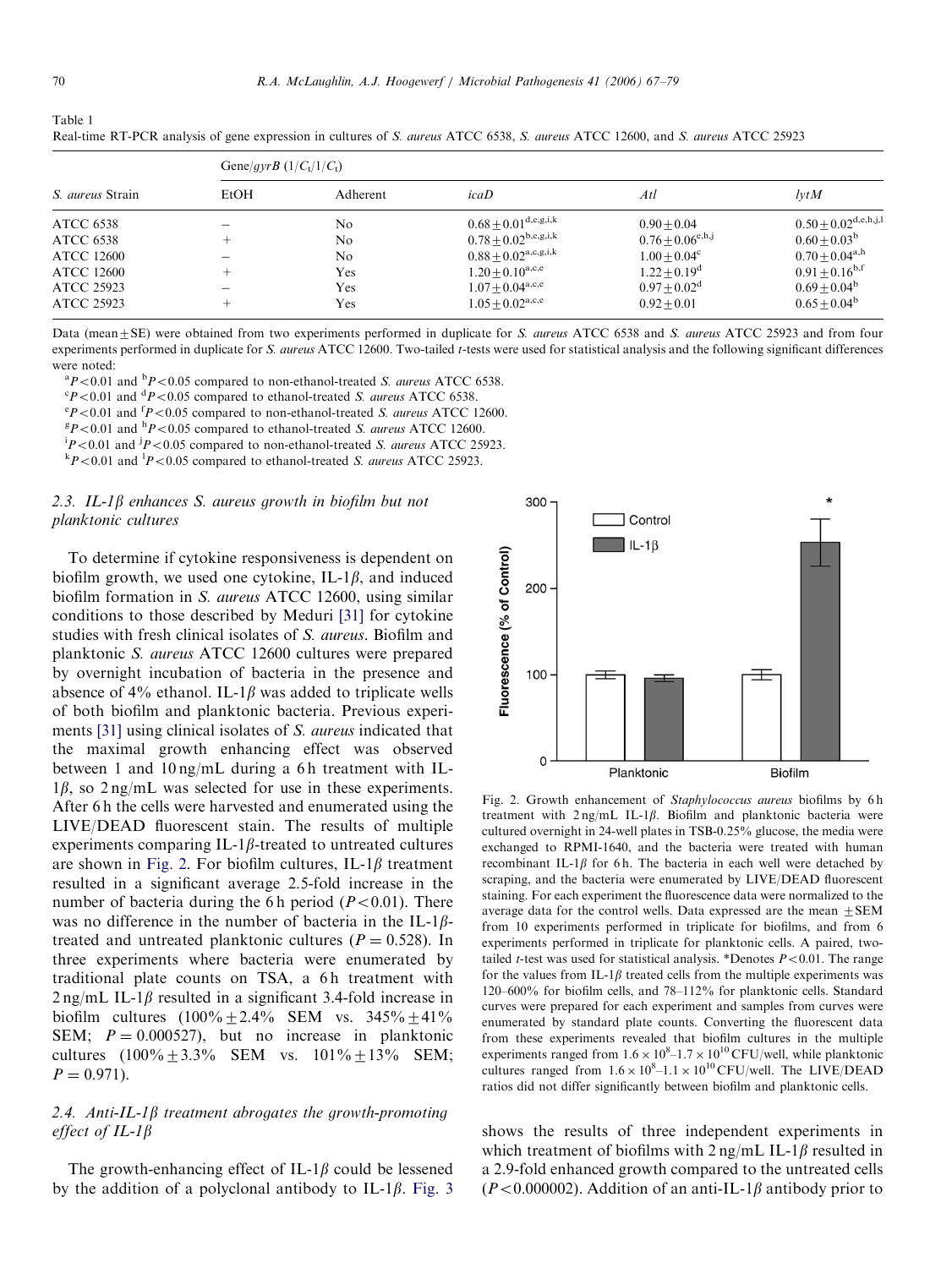Table 1
Real-time RT-PCR analysis of gene expression in cultures of *S. aureus* ATCC 6538, *S. aureus* ATCC 12600, and *S. aureus* ATCC 25923

| *S. aureus* Strain | EtOH | Adherent | Gene/*gyrB* ($1/C_t/1/C_t$) *icaD* | *Atl* | *lytM* |
|---|---|---|---|---|---|
| ATCC 6538 | – | No | $0.68 \pm 0.01^{d,e,g,i,k}$ | $0.90 \pm 0.04$ | $0.50 \pm 0.02^{d,e,h,j,l}$ |
| ATCC 6538 | + | No | $0.78 \pm 0.02^{b,e,g,i,k}$ | $0.76 \pm 0.06^{e,h,j}$ | $0.60 \pm 0.03^{b}$ |
| ATCC 12600 | – | No | $0.88 \pm 0.02^{a,c,g,i,k}$ | $1.00 \pm 0.04^{c}$ | $0.70 \pm 0.04^{a,h}$ |
| ATCC 12600 | + | Yes | $1.20 \pm 0.10^{a,c,e}$ | $1.22 \pm 0.19^{d}$ | $0.91 \pm 0.16^{b,f}$ |
| ATCC 25923 | – | Yes | $1.07 \pm 0.04^{a,c,e}$ | $0.97 \pm 0.02^{d}$ | $0.69 \pm 0.04^{b}$ |
| ATCC 25923 | + | Yes | $1.05 \pm 0.02^{a,c,e}$ | $0.92 \pm 0.01$ | $0.65 \pm 0.04^{b}$ |

Data (mean ± SE) were obtained from two experiments performed in duplicate for *S. aureus* ATCC 6538 and *S. aureus* ATCC 25923 and from four experiments performed in duplicate for *S. aureus* ATCC 12600. Two-tailed *t*-tests were used for statistical analysis and the following significant differences were noted:

[a] $P < 0.01$ and [b] $P < 0.05$ compared to non-ethanol-treated *S. aureus* ATCC 6538.
[c] $P < 0.01$ and [d] $P < 0.05$ compared to ethanol-treated *S. aureus* ATCC 6538.
[e] $P < 0.01$ and [f] $P < 0.05$ compared to non-ethanol-treated *S. aureus* ATCC 12600.
[g] $P < 0.01$ and [h] $P < 0.05$ compared to ethanol-treated *S. aureus* ATCC 12600.
[i] $P < 0.01$ and [j] $P < 0.05$ compared to non-ethanol-treated *S. aureus* ATCC 25923.
[k] $P < 0.01$ and [l] $P < 0.05$ compared to ethanol-treated *S. aureus* ATCC 25923.

### 2.3. IL-1β enhances *S. aureus* growth in biofilm but not planktonic cultures

To determine if cytokine responsiveness is dependent on biofilm growth, we used one cytokine, IL-1β, and induced biofilm formation in *S. aureus* ATCC 12600, using similar conditions to those described by Meduri [31] for cytokine studies with fresh clinical isolates of *S. aureus*. Biofilm and planktonic *S. aureus* ATCC 12600 cultures were prepared by overnight incubation of bacteria in the presence and absence of 4% ethanol. IL-1β was added to triplicate wells of both biofilm and planktonic bacteria. Previous experiments [31] using clinical isolates of *S. aureus* indicated that the maximal growth enhancing effect was observed between 1 and 10 ng/mL during a 6 h treatment with IL-1β, so 2 ng/mL was selected for use in these experiments. After 6 h the cells were harvested and enumerated using the LIVE/DEAD fluorescent stain. The results of multiple experiments comparing IL-1β-treated to untreated cultures are shown in Fig. 2. For biofilm cultures, IL-1β treatment resulted in a significant average 2.5-fold increase in the number of bacteria during the 6 h period ($P < 0.01$). There was no difference in the number of bacteria in the IL-1β-treated and untreated planktonic cultures ($P = 0.528$). In three experiments where bacteria were enumerated by traditional plate counts on TSA, a 6 h treatment with 2 ng/mL IL-1β resulted in a significant 3.4-fold increase in biofilm cultures (100% ± 2.4% SEM vs. 345% ± 41% SEM; $P = 0.000527$), but no increase in planktonic cultures (100% ± 3.3% SEM vs. 101% ± 13% SEM; $P = 0.971$).

Fig. 2. Growth enhancement of *Staphylococcus aureus* biofilms by 6 h treatment with 2 ng/mL IL-1β. Biofilm and planktonic bacteria were cultured overnight in 24-well plates in TSB-0.25% glucose, the media were exchanged to RPMI-1640, and the bacteria were treated with human recombinant IL-1β for 6 h. The bacteria in each well were detached by scraping, and the bacteria were enumerated by LIVE/DEAD fluorescent staining. For each experiment the fluorescence data were normalized to the average data for the control wells. Data expressed are the mean ± SEM from 10 experiments performed in triplicate for biofilms, and from 6 experiments performed in triplicate for planktonic cells. A paired, two-tailed *t*-test was used for statistical analysis. *Denotes $P < 0.01$. The range for the values from IL-1β treated cells from the multiple experiments was 120–600% for biofilm cells, and 78–112% for planktonic cells. Standard curves were prepared for each experiment and samples from curves were enumerated by standard plate counts. Converting the fluorescent data from these experiments revealed that biofilm cultures in the multiple experiments ranged from $1.6 \times 10^8$–$1.7 \times 10^{10}$ CFU/well, while planktonic cultures ranged from $1.6 \times 10^8$–$1.1 \times 10^{10}$ CFU/well. The LIVE/DEAD ratios did not differ significantly between biofilm and planktonic cells.

### 2.4. Anti-IL-1β treatment abrogates the growth-promoting effect of IL-1β

The growth-enhancing effect of IL-1β could be lessened by the addition of a polyclonal antibody to IL-1β. Fig. 3 shows the results of three independent experiments in which treatment of biofilms with 2 ng/mL IL-1β resulted in a 2.9-fold enhanced growth compared to the untreated cells ($P < 0.000002$). Addition of an anti-IL-1β antibody prior to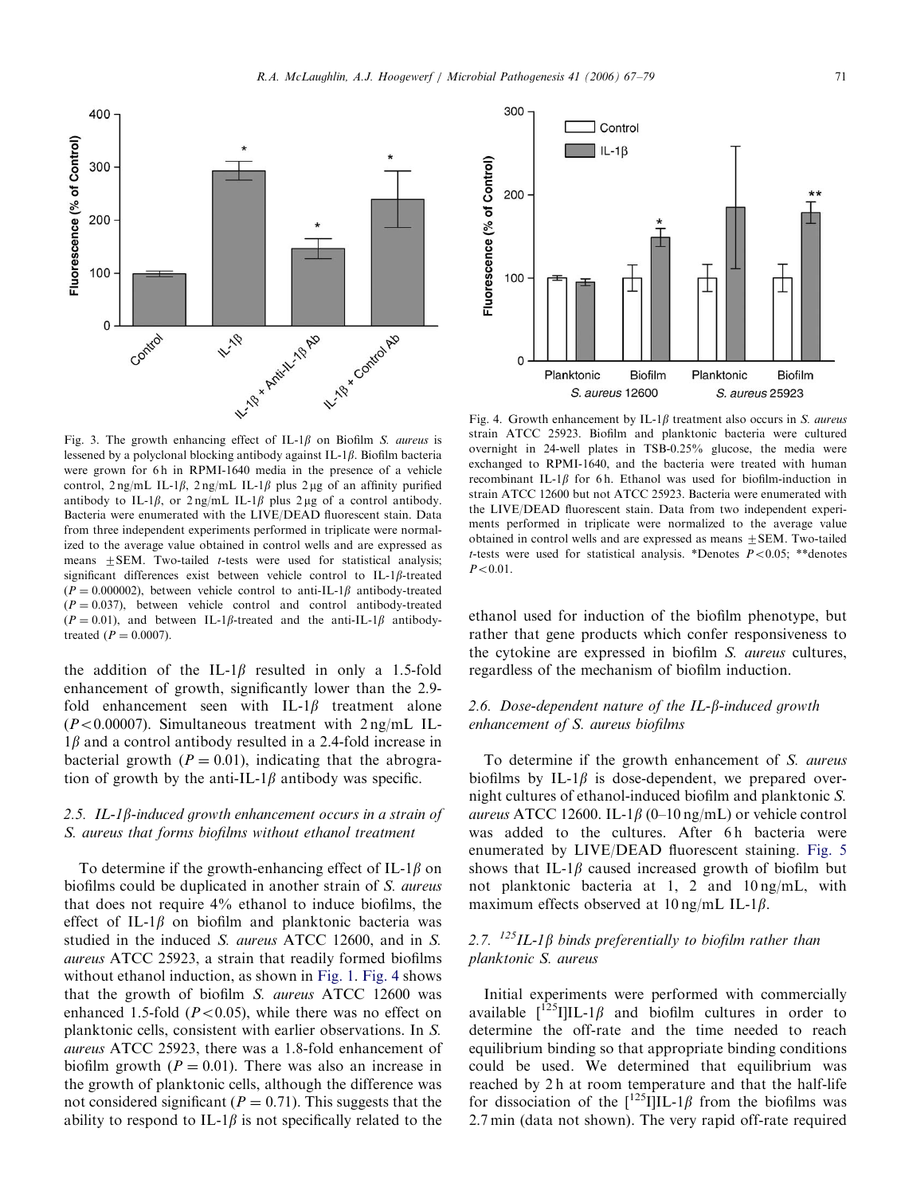Fig. 3. The growth enhancing effect of IL-1$\beta$ on Biofilm *S. aureus* is lessened by a polyclonal blocking antibody against IL-1$\beta$. Biofilm bacteria were grown for 6 h in RPMI-1640 media in the presence of a vehicle control, 2 ng/mL IL-1$\beta$, 2 ng/mL IL-1$\beta$ plus 2 μg of an affinity purified antibody to IL-1$\beta$, or 2 ng/mL IL-1$\beta$ plus 2 μg of a control antibody. Bacteria were enumerated with the LIVE/DEAD fluorescent stain. Data from three independent experiments performed in triplicate were normalized to the average value obtained in control wells and are expressed as means ±SEM. Two-tailed *t*-tests were used for statistical analysis; significant differences exist between vehicle control to IL-1$\beta$-treated ($P = 0.000002$), between vehicle control to anti-IL-1$\beta$ antibody-treated ($P = 0.037$), between vehicle control and control antibody-treated ($P = 0.01$), and between IL-1$\beta$-treated and the anti-IL-1$\beta$ antibody-treated ($P = 0.0007$).

the addition of the IL-1$\beta$ resulted in only a 1.5-fold enhancement of growth, significantly lower than the 2.9-fold enhancement seen with IL-1$\beta$ treatment alone ($P<0.00007$). Simultaneous treatment with 2 ng/mL IL-1$\beta$ and a control antibody resulted in a 2.4-fold increase in bacterial growth ($P = 0.01$), indicating that the abrogation of growth by the anti-IL-1$\beta$ antibody was specific.

### 2.5. IL-1$\beta$-induced growth enhancement occurs in a strain of *S. aureus* that forms biofilms without ethanol treatment

To determine if the growth-enhancing effect of IL-1$\beta$ on biofilms could be duplicated in another strain of *S. aureus* that does not require 4% ethanol to induce biofilms, the effect of IL-1$\beta$ on biofilm and planktonic bacteria was studied in the induced *S. aureus* ATCC 12600, and in *S. aureus* ATCC 25923, a strain that readily formed biofilms without ethanol induction, as shown in Fig. 1. Fig. 4 shows that the growth of biofilm *S. aureus* ATCC 12600 was enhanced 1.5-fold ($P<0.05$), while there was no effect on planktonic cells, consistent with earlier observations. In *S. aureus* ATCC 25923, there was a 1.8-fold enhancement of biofilm growth ($P = 0.01$). There was also an increase in the growth of planktonic cells, although the difference was not considered significant ($P = 0.71$). This suggests that the ability to respond to IL-1$\beta$ is not specifically related to the

Fig. 4. Growth enhancement by IL-1$\beta$ treatment also occurs in *S. aureus* strain ATCC 25923. Biofilm and planktonic bacteria were cultured overnight in 24-well plates in TSB-0.25% glucose, the media were exchanged to RPMI-1640, and the bacteria were treated with human recombinant IL-1$\beta$ for 6 h. Ethanol was used for biofilm-induction in strain ATCC 12600 but not ATCC 25923. Bacteria were enumerated with the LIVE/DEAD fluorescent stain. Data from two independent experiments performed in triplicate were normalized to the average value obtained in control wells and are expressed as means ±SEM. Two-tailed *t*-tests were used for statistical analysis. *Denotes $P<0.05$; **denotes $P<0.01$.

ethanol used for induction of the biofilm phenotype, but rather that gene products which confer responsiveness to the cytokine are expressed in biofilm *S. aureus* cultures, regardless of the mechanism of biofilm induction.

### 2.6. Dose-dependent nature of the IL-$\beta$-induced growth enhancement of *S. aureus* biofilms

To determine if the growth enhancement of *S. aureus* biofilms by IL-1$\beta$ is dose-dependent, we prepared overnight cultures of ethanol-induced biofilm and planktonic *S. aureus* ATCC 12600. IL-1$\beta$ (0–10 ng/mL) or vehicle control was added to the cultures. After 6 h bacteria were enumerated by LIVE/DEAD fluorescent staining. Fig. 5 shows that IL-1$\beta$ caused increased growth of biofilm but not planktonic bacteria at 1, 2 and 10 ng/mL, with maximum effects observed at 10 ng/mL IL-1$\beta$.

### 2.7. $^{125}$IL-1$\beta$ binds preferentially to biofilm rather than planktonic *S. aureus*

Initial experiments were performed with commercially available [$^{125}$I]IL-1$\beta$ and biofilm cultures in order to determine the off-rate and the time needed to reach equilibrium binding so that appropriate binding conditions could be used. We determined that equilibrium was reached by 2 h at room temperature and that the half-life for dissociation of the [$^{125}$I]IL-1$\beta$ from the biofilms was 2.7 min (data not shown). The very rapid off-rate required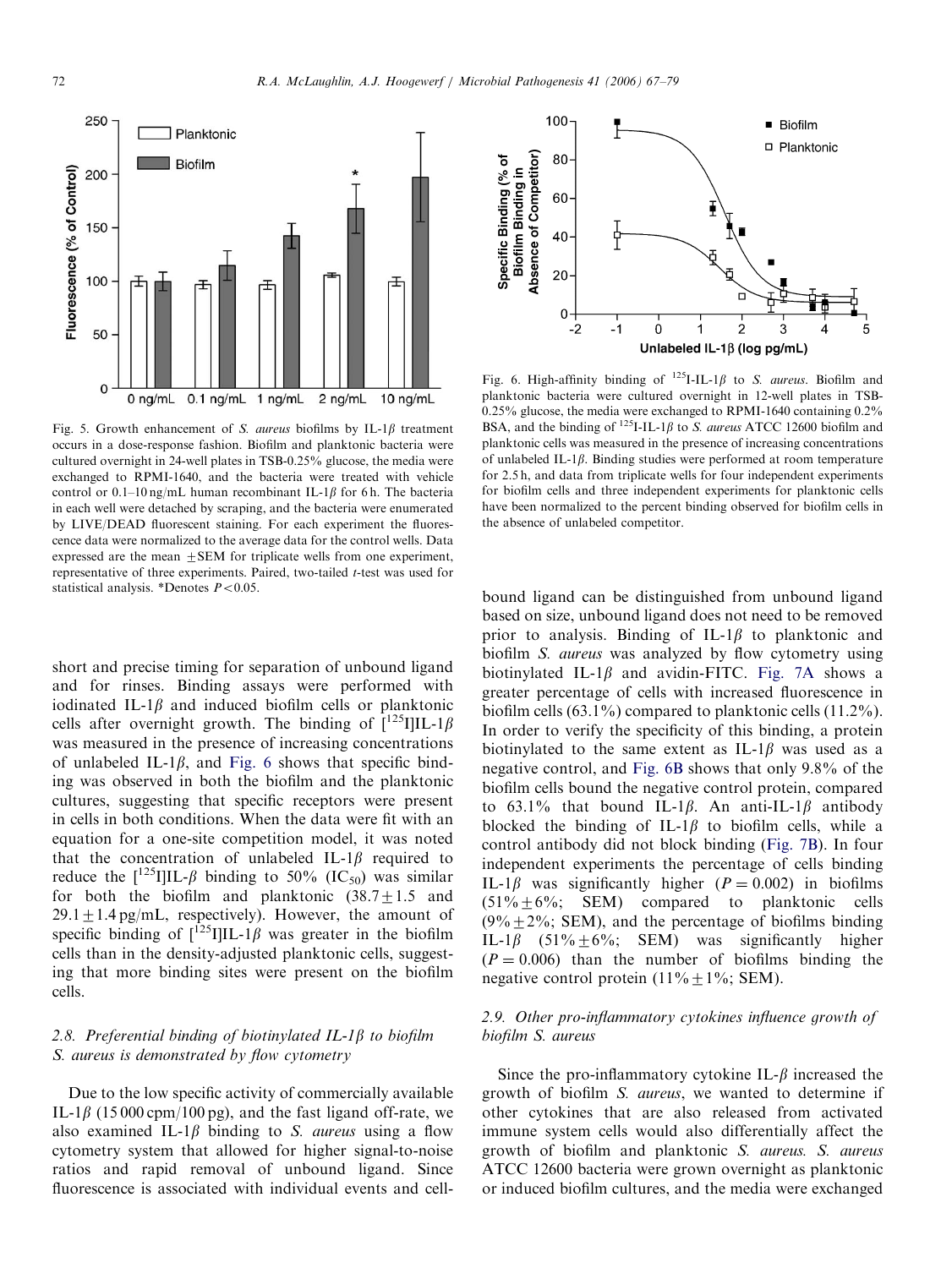Fig. 5. Growth enhancement of *S. aureus* biofilms by IL-1$\beta$ treatment occurs in a dose-response fashion. Biofilm and planktonic bacteria were cultured overnight in 24-well plates in TSB-0.25% glucose, the media were exchanged to RPMI-1640, and the bacteria were treated with vehicle control or 0.1–10 ng/mL human recombinant IL-1$\beta$ for 6 h. The bacteria in each well were detached by scraping, and the bacteria were enumerated by LIVE/DEAD fluorescent staining. For each experiment the fluorescence data were normalized to the average data for the control wells. Data expressed are the mean $\pm$SEM for triplicate wells from one experiment, representative of three experiments. Paired, two-tailed *t*-test was used for statistical analysis. *Denotes $P<0.05$.

Fig. 6. High-affinity binding of $^{125}$I-IL-1$\beta$ to *S. aureus*. Biofilm and planktonic bacteria were cultured overnight in 12-well plates in TSB-0.25% glucose, the media were exchanged to RPMI-1640 containing 0.2% BSA, and the binding of $^{125}$I-IL-1$\beta$ to *S. aureus* ATCC 12600 biofilm and planktonic cells was measured in the presence of increasing concentrations of unlabeled IL-1$\beta$. Binding studies were performed at room temperature for 2.5 h, and data from triplicate wells for four independent experiments for biofilm cells and three independent experiments for planktonic cells have been normalized to the percent binding observed for biofilm cells in the absence of unlabeled competitor.

short and precise timing for separation of unbound ligand and for rinses. Binding assays were performed with iodinated IL-1$\beta$ and induced biofilm cells or planktonic cells after overnight growth. The binding of [$^{125}$I]IL-1$\beta$ was measured in the presence of increasing concentrations of unlabeled IL-1$\beta$, and Fig. 6 shows that specific binding was observed in both the biofilm and the planktonic cultures, suggesting that specific receptors were present in cells in both conditions. When the data were fit with an equation for a one-site competition model, it was noted that the concentration of unlabeled IL-1$\beta$ required to reduce the [$^{125}$I]IL-$\beta$ binding to 50% ($IC_{50}$) was similar for both the biofilm and planktonic ($38.7\pm1.5$ and $29.1\pm1.4$ pg/mL, respectively). However, the amount of specific binding of [$^{125}$I]IL-1$\beta$ was greater in the biofilm cells than in the density-adjusted planktonic cells, suggesting that more binding sites were present on the biofilm cells.

### 2.8. Preferential binding of biotinylated IL-1$\beta$ to biofilm *S. aureus* is demonstrated by flow cytometry

Due to the low specific activity of commercially available IL-1$\beta$ (15 000 cpm/100 pg), and the fast ligand off-rate, we also examined IL-1$\beta$ binding to *S. aureus* using a flow cytometry system that allowed for higher signal-to-noise ratios and rapid removal of unbound ligand. Since fluorescence is associated with individual events and cell-bound ligand can be distinguished from unbound ligand based on size, unbound ligand does not need to be removed prior to analysis. Binding of IL-1$\beta$ to planktonic and biofilm *S. aureus* was analyzed by flow cytometry using biotinylated IL-1$\beta$ and avidin-FITC. Fig. 7A shows a greater percentage of cells with increased fluorescence in biofilm cells (63.1%) compared to planktonic cells (11.2%). In order to verify the specificity of this binding, a protein biotinylated to the same extent as IL-1$\beta$ was used as a negative control, and Fig. 6B shows that only 9.8% of the biofilm cells bound the negative control protein, compared to 63.1% that bound IL-1$\beta$. An anti-IL-1$\beta$ antibody blocked the binding of IL-1$\beta$ to biofilm cells, while a control antibody did not block binding (Fig. 7B). In four independent experiments the percentage of cells binding IL-1$\beta$ was significantly higher ($P=0.002$) in biofilms ($51\%\pm6\%$; SEM) compared to planktonic cells ($9\%\pm2\%$; SEM), and the percentage of biofilms binding IL-1$\beta$ ($51\%\pm6\%$; SEM) was significantly higher ($P=0.006$) than the number of biofilms binding the negative control protein ($11\%\pm1\%$; SEM).

### 2.9. Other pro-inflammatory cytokines influence growth of biofilm *S. aureus*

Since the pro-inflammatory cytokine IL-$\beta$ increased the growth of biofilm *S. aureus*, we wanted to determine if other cytokines that are also released from activated immune system cells would also differentially affect the growth of biofilm and planktonic *S. aureus*. *S. aureus* ATCC 12600 bacteria were grown overnight as planktonic or induced biofilm cultures, and the media were exchanged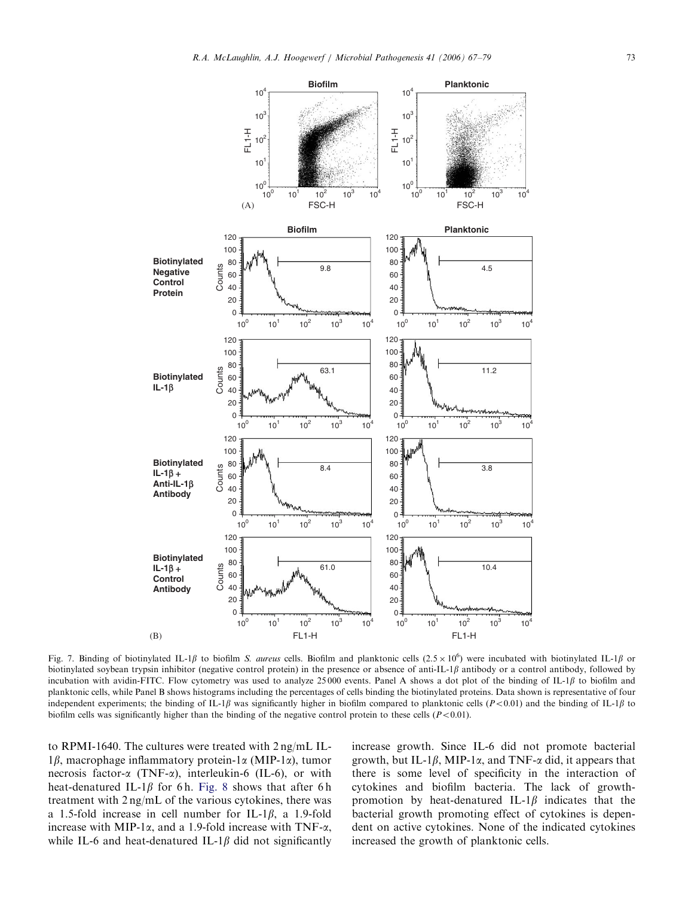Fig. 7. Binding of biotinylated IL-1$\beta$ to biofilm *S. aureus* cells. Biofilm and planktonic cells ($2.5 \times 10^6$) were incubated with biotinylated IL-1$\beta$ or biotinylated soybean trypsin inhibitor (negative control protein) in the presence or absence of anti-IL-1$\beta$ antibody or a control antibody, followed by incubation with avidin-FITC. Flow cytometry was used to analyze 25 000 events. Panel A shows a dot plot of the binding of IL-1$\beta$ to biofilm and planktonic cells, while Panel B shows histograms including the percentages of cells binding the biotinylated proteins. Data shown is representative of four independent experiments; the binding of IL-1$\beta$ was significantly higher in biofilm compared to planktonic cells ($P<0.01$) and the binding of IL-1$\beta$ to biofilm cells was significantly higher than the binding of the negative control protein to these cells ($P<0.01$).

to RPMI-1640. The cultures were treated with 2 ng/mL IL-1$\beta$, macrophage inflammatory protein-1$\alpha$ (MIP-1$\alpha$), tumor necrosis factor-$\alpha$ (TNF-$\alpha$), interleukin-6 (IL-6), or with heat-denatured IL-1$\beta$ for 6 h. Fig. 8 shows that after 6 h treatment with 2 ng/mL of the various cytokines, there was a 1.5-fold increase in cell number for IL-1$\beta$, a 1.9-fold increase with MIP-1$\alpha$, and a 1.9-fold increase with TNF-$\alpha$, while IL-6 and heat-denatured IL-1$\beta$ did not significantly increase growth. Since IL-6 did not promote bacterial growth, but IL-1$\beta$, MIP-1$\alpha$, and TNF-$\alpha$ did, it appears that there is some level of specificity in the interaction of cytokines and biofilm bacteria. The lack of growth-promotion by heat-denatured IL-1$\beta$ indicates that the bacterial growth promoting effect of cytokines is dependent on active cytokines. None of the indicated cytokines increased the growth of planktonic cells.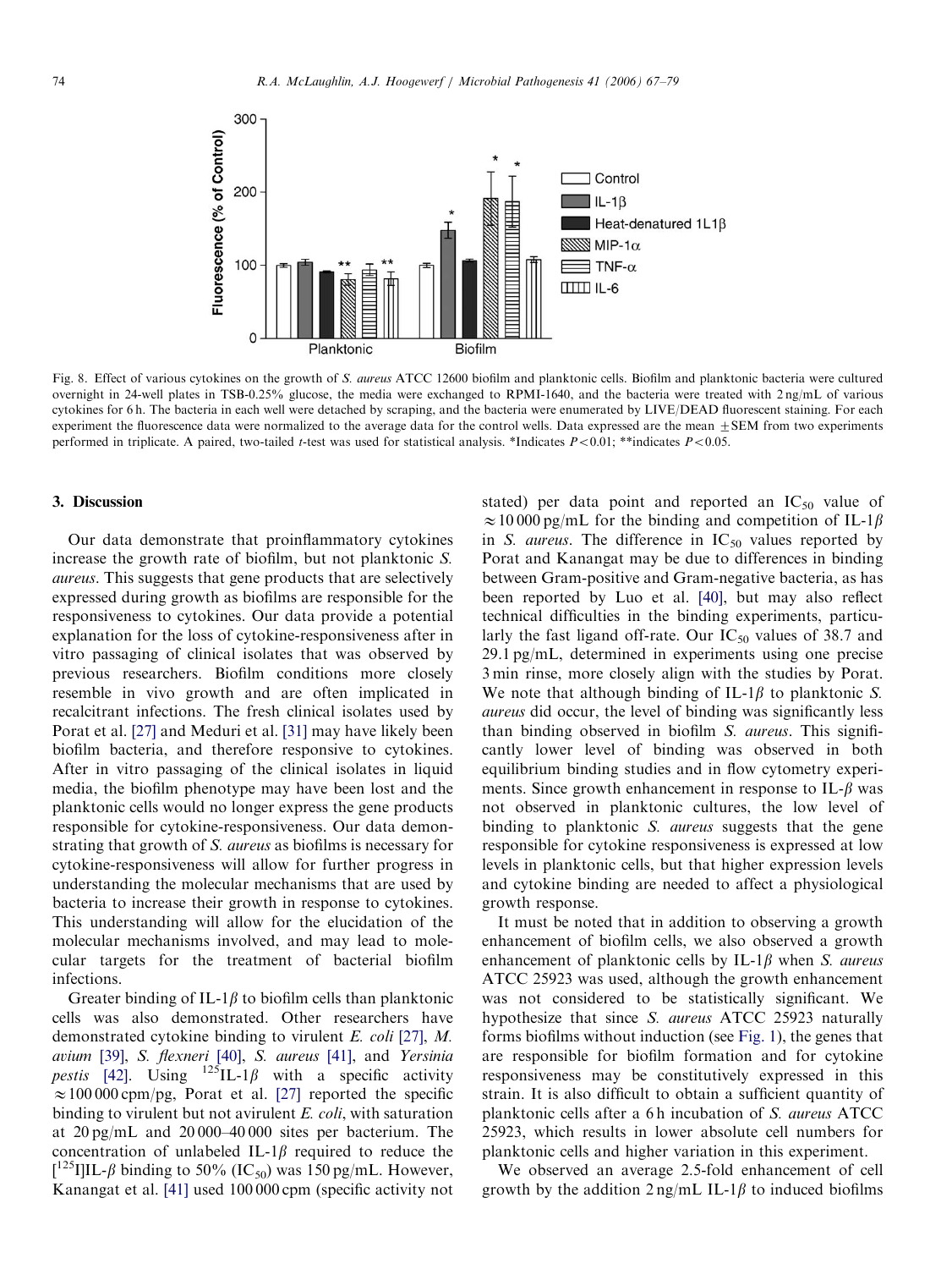Fig. 8. Effect of various cytokines on the growth of *S. aureus* ATCC 12600 biofilm and planktonic cells. Biofilm and planktonic bacteria were cultured overnight in 24-well plates in TSB-0.25% glucose, the media were exchanged to RPMI-1640, and the bacteria were treated with 2 ng/mL of various cytokines for 6 h. The bacteria in each well were detached by scraping, and the bacteria were enumerated by LIVE/DEAD fluorescent staining. For each experiment the fluorescence data were normalized to the average data for the control wells. Data expressed are the mean ±SEM from two experiments performed in triplicate. A paired, two-tailed *t*-test was used for statistical analysis. *Indicates $P<0.01$; **indicates $P<0.05$.

## 3. Discussion

Our data demonstrate that proinflammatory cytokines increase the growth rate of biofilm, but not planktonic *S. aureus*. This suggests that gene products that are selectively expressed during growth as biofilms are responsible for the responsiveness to cytokines. Our data provide a potential explanation for the loss of cytokine-responsiveness after in vitro passaging of clinical isolates that was observed by previous researchers. Biofilm conditions more closely resemble in vivo growth and are often implicated in recalcitrant infections. The fresh clinical isolates used by Porat et al. [27] and Meduri et al. [31] may have likely been biofilm bacteria, and therefore responsive to cytokines. After in vitro passaging of the clinical isolates in liquid media, the biofilm phenotype may have been lost and the planktonic cells would no longer express the gene products responsible for cytokine-responsiveness. Our data demonstrating that growth of *S. aureus* as biofilms is necessary for cytokine-responsiveness will allow for further progress in understanding the molecular mechanisms that are used by bacteria to increase their growth in response to cytokines. This understanding will allow for the elucidation of the molecular mechanisms involved, and may lead to molecular targets for the treatment of bacterial biofilm infections.

Greater binding of IL-1$\beta$ to biofilm cells than planktonic cells was also demonstrated. Other researchers have demonstrated cytokine binding to virulent *E. coli* [27], *M. avium* [39], *S. flexneri* [40], *S. aureus* [41], and *Yersinia pestis* [42]. Using $^{125}$IL-1$\beta$ with a specific activity $\approx$100 000 cpm/pg, Porat et al. [27] reported the specific binding to virulent but not avirulent *E. coli*, with saturation at 20 pg/mL and 20 000–40 000 sites per bacterium. The concentration of unlabeled IL-1$\beta$ required to reduce the [$^{125}$I]IL-$\beta$ binding to 50% ($IC_{50}$) was 150 pg/mL. However, Kanangat et al. [41] used 100 000 cpm (specific activity not stated) per data point and reported an $IC_{50}$ value of $\approx$10 000 pg/mL for the binding and competition of IL-1$\beta$ in *S. aureus*. The difference in $IC_{50}$ values reported by Porat and Kanangat may be due to differences in binding between Gram-positive and Gram-negative bacteria, as has been reported by Luo et al. [40], but may also reflect technical difficulties in the binding experiments, particularly the fast ligand off-rate. Our $IC_{50}$ values of 38.7 and 29.1 pg/mL, determined in experiments using one precise 3 min rinse, more closely align with the studies by Porat. We note that although binding of IL-1$\beta$ to planktonic *S. aureus* did occur, the level of binding was significantly less than binding observed in biofilm *S. aureus*. This significantly lower level of binding was observed in both equilibrium binding studies and in flow cytometry experiments. Since growth enhancement in response to IL-$\beta$ was not observed in planktonic cultures, the low level of binding to planktonic *S. aureus* suggests that the gene responsible for cytokine responsiveness is expressed at low levels in planktonic cells, but that higher expression levels and cytokine binding are needed to affect a physiological growth response.

It must be noted that in addition to observing a growth enhancement of biofilm cells, we also observed a growth enhancement of planktonic cells by IL-1$\beta$ when *S. aureus* ATCC 25923 was used, although the growth enhancement was not considered to be statistically significant. We hypothesize that since *S. aureus* ATCC 25923 naturally forms biofilms without induction (see Fig. 1), the genes that are responsible for biofilm formation and for cytokine responsiveness may be constitutively expressed in this strain. It is also difficult to obtain a sufficient quantity of planktonic cells after a 6 h incubation of *S. aureus* ATCC 25923, which results in lower absolute cell numbers for planktonic cells and higher variation in this experiment.

We observed an average 2.5-fold enhancement of cell growth by the addition 2 ng/mL IL-1$\beta$ to induced biofilms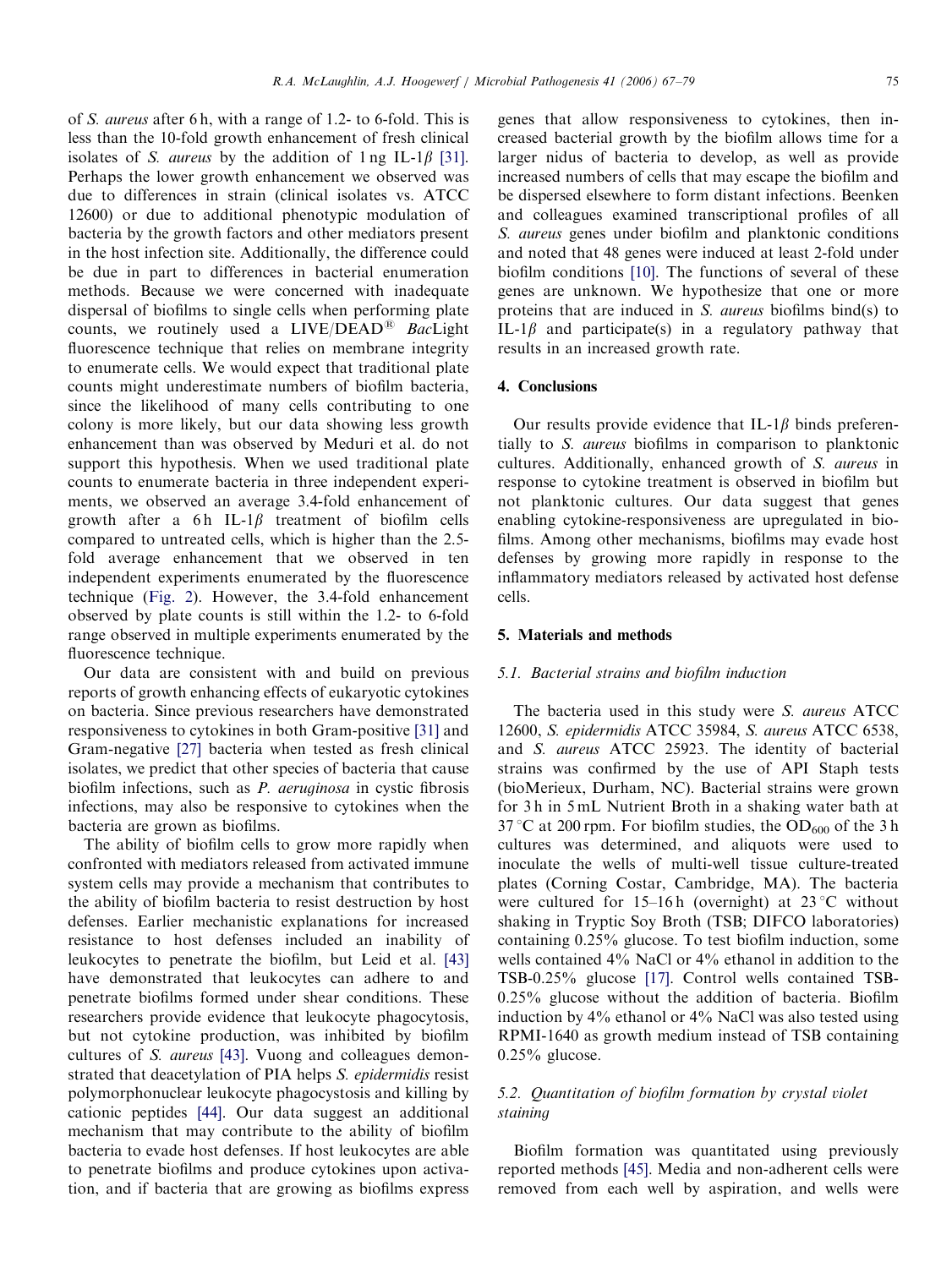of *S. aureus* after 6 h, with a range of 1.2- to 6-fold. This is less than the 10-fold growth enhancement of fresh clinical isolates of *S. aureus* by the addition of 1 ng IL-1$\beta$ [31]. Perhaps the lower growth enhancement we observed was due to differences in strain (clinical isolates vs. ATCC 12600) or due to additional phenotypic modulation of bacteria by the growth factors and other mediators present in the host infection site. Additionally, the difference could be due in part to differences in bacterial enumeration methods. Because we were concerned with inadequate dispersal of biofilms to single cells when performing plate counts, we routinely used a LIVE/DEAD® *Bac*Light fluorescence technique that relies on membrane integrity to enumerate cells. We would expect that traditional plate counts might underestimate numbers of biofilm bacteria, since the likelihood of many cells contributing to one colony is more likely, but our data showing less growth enhancement than was observed by Meduri et al. do not support this hypothesis. When we used traditional plate counts to enumerate bacteria in three independent experiments, we observed an average 3.4-fold enhancement of growth after a 6 h IL-1$\beta$ treatment of biofilm cells compared to untreated cells, which is higher than the 2.5-fold average enhancement that we observed in ten independent experiments enumerated by the fluorescence technique (Fig. 2). However, the 3.4-fold enhancement observed by plate counts is still within the 1.2- to 6-fold range observed in multiple experiments enumerated by the fluorescence technique.

Our data are consistent with and build on previous reports of growth enhancing effects of eukaryotic cytokines on bacteria. Since previous researchers have demonstrated responsiveness to cytokines in both Gram-positive [31] and Gram-negative [27] bacteria when tested as fresh clinical isolates, we predict that other species of bacteria that cause biofilm infections, such as *P. aeruginosa* in cystic fibrosis infections, may also be responsive to cytokines when the bacteria are grown as biofilms.

The ability of biofilm cells to grow more rapidly when confronted with mediators released from activated immune system cells may provide a mechanism that contributes to the ability of biofilm bacteria to resist destruction by host defenses. Earlier mechanistic explanations for increased resistance to host defenses included an inability of leukocytes to penetrate the biofilm, but Leid et al. [43] have demonstrated that leukocytes can adhere to and penetrate biofilms formed under shear conditions. These researchers provide evidence that leukocyte phagocytosis, but not cytokine production, was inhibited by biofilm cultures of *S. aureus* [43]. Vuong and colleagues demonstrated that deacetylation of PIA helps *S. epidermidis* resist polymorphonuclear leukocyte phagocystosis and killing by cationic peptides [44]. Our data suggest an additional mechanism that may contribute to the ability of biofilm bacteria to evade host defenses. If host leukocytes are able to penetrate biofilms and produce cytokines upon activation, and if bacteria that are growing as biofilms express genes that allow responsiveness to cytokines, then increased bacterial growth by the biofilm allows time for a larger nidus of bacteria to develop, as well as provide increased numbers of cells that may escape the biofilm and be dispersed elsewhere to form distant infections. Beenken and colleagues examined transcriptional profiles of all *S. aureus* genes under biofilm and planktonic conditions and noted that 48 genes were induced at least 2-fold under biofilm conditions [10]. The functions of several of these genes are unknown. We hypothesize that one or more proteins that are induced in *S. aureus* biofilms bind(s) to IL-1$\beta$ and participate(s) in a regulatory pathway that results in an increased growth rate.

## 4. Conclusions

Our results provide evidence that IL-1$\beta$ binds preferentially to *S. aureus* biofilms in comparison to planktonic cultures. Additionally, enhanced growth of *S. aureus* in response to cytokine treatment is observed in biofilm but not planktonic cultures. Our data suggest that genes enabling cytokine-responsiveness are upregulated in biofilms. Among other mechanisms, biofilms may evade host defenses by growing more rapidly in response to the inflammatory mediators released by activated host defense cells.

## 5. Materials and methods

### 5.1. Bacterial strains and biofilm induction

The bacteria used in this study were *S. aureus* ATCC 12600, *S. epidermidis* ATCC 35984, *S. aureus* ATCC 6538, and *S. aureus* ATCC 25923. The identity of bacterial strains was confirmed by the use of API Staph tests (bioMerieux, Durham, NC). Bacterial strains were grown for 3 h in 5 mL Nutrient Broth in a shaking water bath at 37 °C at 200 rpm. For biofilm studies, the $OD_{600}$ of the 3 h cultures was determined, and aliquots were used to inoculate the wells of multi-well tissue culture-treated plates (Corning Costar, Cambridge, MA). The bacteria were cultured for 15–16 h (overnight) at 23 °C without shaking in Tryptic Soy Broth (TSB; DIFCO laboratories) containing 0.25% glucose. To test biofilm induction, some wells contained 4% NaCl or 4% ethanol in addition to the TSB-0.25% glucose [17]. Control wells contained TSB-0.25% glucose without the addition of bacteria. Biofilm induction by 4% ethanol or 4% NaCl was also tested using RPMI-1640 as growth medium instead of TSB containing 0.25% glucose.

### 5.2. Quantitation of biofilm formation by crystal violet staining

Biofilm formation was quantitated using previously reported methods [45]. Media and non-adherent cells were removed from each well by aspiration, and wells were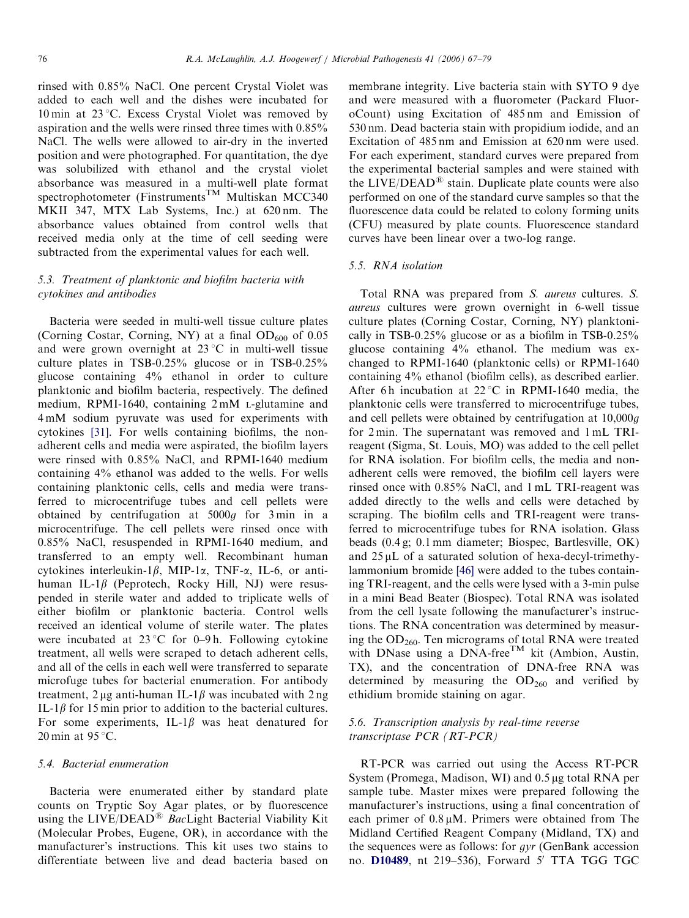rinsed with 0.85% NaCl. One percent Crystal Violet was added to each well and the dishes were incubated for 10 min at 23 °C. Excess Crystal Violet was removed by aspiration and the wells were rinsed three times with 0.85% NaCl. The wells were allowed to air-dry in the inverted position and were photographed. For quantitation, the dye was solubilized with ethanol and the crystal violet absorbance was measured in a multi-well plate format spectrophotometer (Finstruments™ Multiskan MCC340 MKII 347, MTX Lab Systems, Inc.) at 620 nm. The absorbance values obtained from control wells that received media only at the time of cell seeding were subtracted from the experimental values for each well.

### 5.3. Treatment of planktonic and biofilm bacteria with cytokines and antibodies

Bacteria were seeded in multi-well tissue culture plates (Corning Costar, Corning, NY) at a final $OD_{600}$ of 0.05 and were grown overnight at 23 °C in multi-well tissue culture plates in TSB-0.25% glucose or in TSB-0.25% glucose containing 4% ethanol in order to culture planktonic and biofilm bacteria, respectively. The defined medium, RPMI-1640, containing 2 mM L-glutamine and 4 mM sodium pyruvate was used for experiments with cytokines [31]. For wells containing biofilms, the non-adherent cells and media were aspirated, the biofilm layers were rinsed with 0.85% NaCl, and RPMI-1640 medium containing 4% ethanol was added to the wells. For wells containing planktonic cells, cells and media were transferred to microcentrifuge tubes and cell pellets were obtained by centrifugation at 5000*g* for 3 min in a microcentrifuge. The cell pellets were rinsed once with 0.85% NaCl, resuspended in RPMI-1640 medium, and transferred to an empty well. Recombinant human cytokines interleukin-1$\beta$, MIP-1$\alpha$, TNF-$\alpha$, IL-6, or anti-human IL-1$\beta$ (Peprotech, Rocky Hill, NJ) were resuspended in sterile water and added to triplicate wells of either biofilm or planktonic bacteria. Control wells received an identical volume of sterile water. The plates were incubated at 23 °C for 0–9 h. Following cytokine treatment, all wells were scraped to detach adherent cells, and all of the cells in each well were transferred to separate microfuge tubes for bacterial enumeration. For antibody treatment, 2 μg anti-human IL-1$\beta$ was incubated with 2 ng IL-1$\beta$ for 15 min prior to addition to the bacterial cultures. For some experiments, IL-1$\beta$ was heat denatured for 20 min at 95 °C.

### 5.4. Bacterial enumeration

Bacteria were enumerated either by standard plate counts on Tryptic Soy Agar plates, or by fluorescence using the LIVE/DEAD® *Bac*Light Bacterial Viability Kit (Molecular Probes, Eugene, OR), in accordance with the manufacturer's instructions. This kit uses two stains to differentiate between live and dead bacteria based on membrane integrity. Live bacteria stain with SYTO 9 dye and were measured with a fluorometer (Packard FluoroCount) using Excitation of 485 nm and Emission of 530 nm. Dead bacteria stain with propidium iodide, and an Excitation of 485 nm and Emission at 620 nm were used. For each experiment, standard curves were prepared from the experimental bacterial samples and were stained with the LIVE/DEAD® stain. Duplicate plate counts were also performed on one of the standard curve samples so that the fluorescence data could be related to colony forming units (CFU) measured by plate counts. Fluorescence standard curves have been linear over a two-log range.

### 5.5. RNA isolation

Total RNA was prepared from *S. aureus* cultures. *S. aureus* cultures were grown overnight in 6-well tissue culture plates (Corning Costar, Corning, NY) planktonically in TSB-0.25% glucose or as a biofilm in TSB-0.25% glucose containing 4% ethanol. The medium was exchanged to RPMI-1640 (planktonic cells) or RPMI-1640 containing 4% ethanol (biofilm cells), as described earlier. After 6 h incubation at 22 °C in RPMI-1640 media, the planktonic cells were transferred to microcentrifuge tubes, and cell pellets were obtained by centrifugation at 10,000*g* for 2 min. The supernatant was removed and 1 mL TRI-reagent (Sigma, St. Louis, MO) was added to the cell pellet for RNA isolation. For biofilm cells, the media and non-adherent cells were removed, the biofilm cell layers were rinsed once with 0.85% NaCl, and 1 mL TRI-reagent was added directly to the wells and cells were detached by scraping. The biofilm cells and TRI-reagent were transferred to microcentrifuge tubes for RNA isolation. Glass beads (0.4 g; 0.1 mm diameter; Biospec, Bartlesville, OK) and 25 μL of a saturated solution of hexa-decyl-trimethylammonium bromide [46] were added to the tubes containing TRI-reagent, and the cells were lysed with a 3-min pulse in a mini Bead Beater (Biospec). Total RNA was isolated from the cell lysate following the manufacturer's instructions. The RNA concentration was determined by measuring the $OD_{260}$. Ten micrograms of total RNA were treated with DNase using a DNA-free™ kit (Ambion, Austin, TX), and the concentration of DNA-free RNA was determined by measuring the $OD_{260}$ and verified by ethidium bromide staining on agar.

### 5.6. Transcription analysis by real-time reverse transcriptase PCR (RT-PCR)

RT-PCR was carried out using the Access RT-PCR System (Promega, Madison, WI) and 0.5 μg total RNA per sample tube. Master mixes were prepared following the manufacturer's instructions, using a final concentration of each primer of 0.8 μM. Primers were obtained from The Midland Certified Reagent Company (Midland, TX) and the sequences were as follows: for *gyr* (GenBank accession no. **D10489**, nt 219–536), Forward 5′ TTA TGG TGC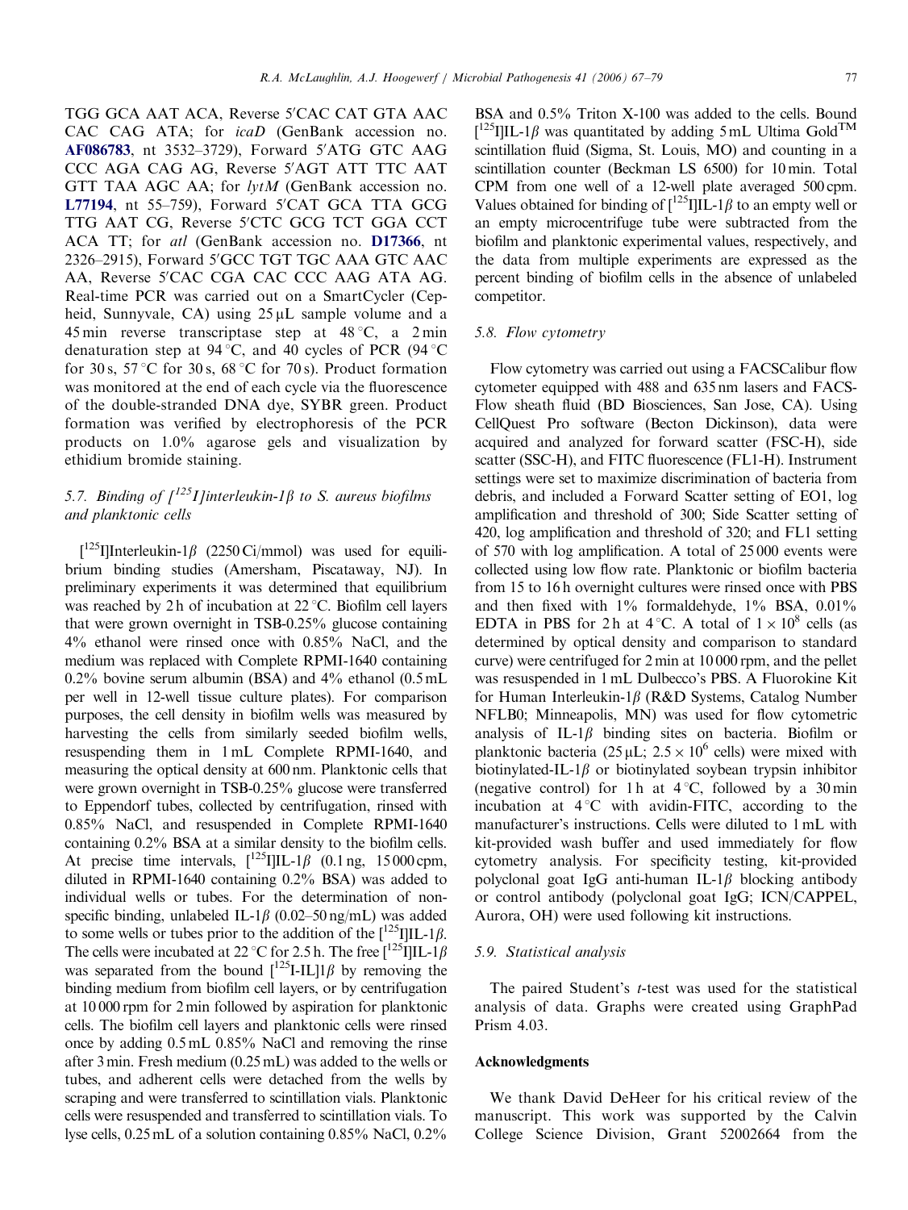TGG GCA AAT ACA, Reverse 5′CAC CAT GTA AAC CAC CAG ATA; for *icaD* (GenBank accession no. AF086783, nt 3532–3729), Forward 5′ATG GTC AAG CCC AGA CAG AG, Reverse 5′AGT ATT TTC AAT GTT TAA AGC AA; for *lytM* (GenBank accession no. L77194, nt 55–759), Forward 5′CAT GCA TTA GCG TTG AAT CG, Reverse 5′CTC GCG TCT GGA CCT ACA TT; for *atl* (GenBank accession no. D17366, nt 2326–2915), Forward 5′GCC TGT TGC AAA GTC AAC AA, Reverse 5′CAC CGA CAC CCC AAG ATA AG. Real-time PCR was carried out on a SmartCycler (Cepheid, Sunnyvale, CA) using 25 μL sample volume and a 45 min reverse transcriptase step at 48 °C, a 2 min denaturation step at 94 °C, and 40 cycles of PCR (94 °C for 30 s, 57 °C for 30 s, 68 °C for 70 s). Product formation was monitored at the end of each cycle via the fluorescence of the double-stranded DNA dye, SYBR green. Product formation was verified by electrophoresis of the PCR products on 1.0% agarose gels and visualization by ethidium bromide staining.

### 5.7. Binding of [$^{125}$I]interleukin-1β to *S. aureus* biofilms and planktonic cells

[$^{125}$I]Interleukin-1β (2250 Ci/mmol) was used for equilibrium binding studies (Amersham, Piscataway, NJ). In preliminary experiments it was determined that equilibrium was reached by 2 h of incubation at 22 °C. Biofilm cell layers that were grown overnight in TSB-0.25% glucose containing 4% ethanol were rinsed once with 0.85% NaCl, and the medium was replaced with Complete RPMI-1640 containing 0.2% bovine serum albumin (BSA) and 4% ethanol (0.5 mL per well in 12-well tissue culture plates). For comparison purposes, the cell density in biofilm wells was measured by harvesting the cells from similarly seeded biofilm wells, resuspending them in 1 mL Complete RPMI-1640, and measuring the optical density at 600 nm. Planktonic cells that were grown overnight in TSB-0.25% glucose were transferred to Eppendorf tubes, collected by centrifugation, rinsed with 0.85% NaCl, and resuspended in Complete RPMI-1640 containing 0.2% BSA at a similar density to the biofilm cells. At precise time intervals, [$^{125}$I]IL-1β (0.1 ng, 15 000 cpm, diluted in RPMI-1640 containing 0.2% BSA) was added to individual wells or tubes. For the determination of non-specific binding, unlabeled IL-1β (0.02–50 ng/mL) was added to some wells or tubes prior to the addition of the [$^{125}$I]IL-1β. The cells were incubated at 22 °C for 2.5 h. The free [$^{125}$I]IL-1β was separated from the bound [$^{125}$I-IL]1β by removing the binding medium from biofilm cell layers, or by centrifugation at 10 000 rpm for 2 min followed by aspiration for planktonic cells. The biofilm cell layers and planktonic cells were rinsed once by adding 0.5 mL 0.85% NaCl and removing the rinse after 3 min. Fresh medium (0.25 mL) was added to the wells or tubes, and adherent cells were detached from the wells by scraping and were transferred to scintillation vials. Planktonic cells were resuspended and transferred to scintillation vials. To lyse cells, 0.25 mL of a solution containing 0.85% NaCl, 0.2% BSA and 0.5% Triton X-100 was added to the cells. Bound [$^{125}$I]IL-1β was quantitated by adding 5 mL Ultima Gold™ scintillation fluid (Sigma, St. Louis, MO) and counting in a scintillation counter (Beckman LS 6500) for 10 min. Total CPM from one well of a 12-well plate averaged 500 cpm. Values obtained for binding of [$^{125}$I]IL-1β to an empty well or an empty microcentrifuge tube were subtracted from the biofilm and planktonic experimental values, respectively, and the data from multiple experiments are expressed as the percent binding of biofilm cells in the absence of unlabeled competitor.

### 5.8. Flow cytometry

Flow cytometry was carried out using a FACSCalibur flow cytometer equipped with 488 and 635 nm lasers and FACSFlow sheath fluid (BD Biosciences, San Jose, CA). Using CellQuest Pro software (Becton Dickinson), data were acquired and analyzed for forward scatter (FSC-H), side scatter (SSC-H), and FITC fluorescence (FL1-H). Instrument settings were set to maximize discrimination of bacteria from debris, and included a Forward Scatter setting of EO1, log amplification and threshold of 300; Side Scatter setting of 420, log amplification and threshold of 320; and FL1 setting of 570 with log amplification. A total of 25 000 events were collected using low flow rate. Planktonic or biofilm bacteria from 15 to 16 h overnight cultures were rinsed once with PBS and then fixed with 1% formaldehyde, 1% BSA, 0.01% EDTA in PBS for 2 h at 4 °C. A total of $1 \times 10^8$ cells (as determined by optical density and comparison to standard curve) were centrifuged for 2 min at 10 000 rpm, and the pellet was resuspended in 1 mL Dulbecco's PBS. A Fluorokine Kit for Human Interleukin-1β (R&D Systems, Catalog Number NFLB0; Minneapolis, MN) was used for flow cytometric analysis of IL-1β binding sites on bacteria. Biofilm or planktonic bacteria (25 μL; $2.5 \times 10^6$ cells) were mixed with biotinylated-IL-1β or biotinylated soybean trypsin inhibitor (negative control) for 1 h at 4 °C, followed by a 30 min incubation at 4 °C with avidin-FITC, according to the manufacturer's instructions. Cells were diluted to 1 mL with kit-provided wash buffer and used immediately for flow cytometry analysis. For specificity testing, kit-provided polyclonal goat IgG anti-human IL-1β blocking antibody or control antibody (polyclonal goat IgG; ICN/CAPPEL, Aurora, OH) were used following kit instructions.

### 5.9. Statistical analysis

The paired Student's *t*-test was used for the statistical analysis of data. Graphs were created using GraphPad Prism 4.03.

## Acknowledgments

We thank David DeHeer for his critical review of the manuscript. This work was supported by the Calvin College Science Division, Grant 52002664 from the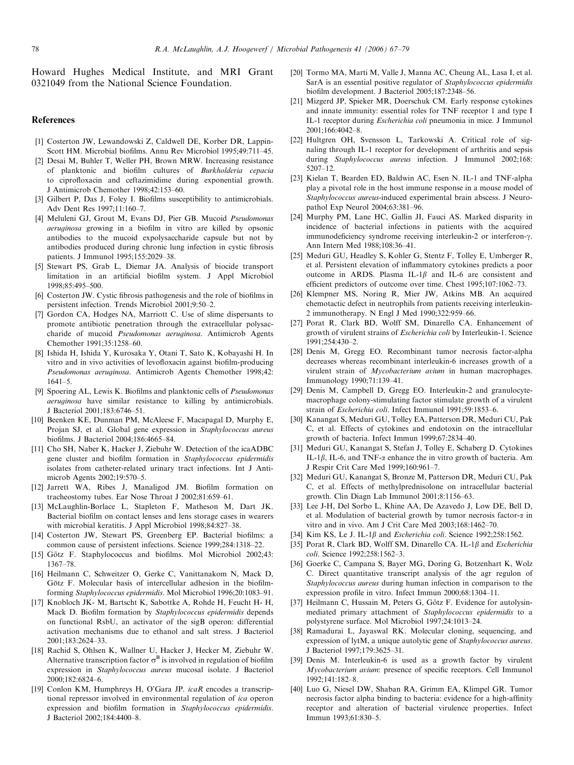Howard Hughes Medical Institute, and MRI Grant 0321049 from the National Science Foundation.

## References

[1] Costerton JW, Lewandowski Z, Caldwell DE, Korber DR, Lappin-Scott HM. Microbial biofilms. Annu Rev Microbiol 1995;49:711–45.

[2] Desai M, Buhler T, Weller PH, Brown MRW. Increasing resistance of planktonic and biofilm cultures of *Burkholderia cepacia* to ciprofloxacin and ceftazimidime during exponential growth. J Antimicrob Chemother 1998;42:153–60.

[3] Gilbert P, Das J, Foley I. Biofilms susceptibility to antimicrobials. Adv Dent Res 1997;11:160–7.

[4] Meluleni GJ, Grout M, Evans DJ, Pier GB. Mucoid *Pseudomonas aeruginosa* growing in a biofilm in vitro are killed by opsonic antibodies to the mucoid expolysaccharide capsule but not by antibodies produced during chronic lung infection in cystic fibrosis patients. J Immunol 1995;155:2029–38.

[5] Stewart PS, Grab L, Diemar JA. Analysis of biocide transport limitation in an artificial biofilm system. J Appl Microbiol 1998;85:495–500.

[6] Costerton JW. Cystic fibrosis pathogenesis and the role of biofilms in persistent infection. Trends Microbiol 2001;9:50–2.

[7] Gordon CA, Hodges NA, Marriott C. Use of slime dispersants to promote antibiotic penetration through the extracellular polysaccharide of mucoid *Pseudomonas aeruginosa*. Antimicrob Agents Chemother 1991;35:1258–60.

[8] Ishida H, Ishida Y, Kurosaka Y, Otani T, Sato K, Kobayashi H. In vitro and in vivo activities of levofloxacin against biofilm-producing *Pseudomonas aeruginosa*. Antimicrob Agents Chemother 1998;42:1641–5.

[9] Spoering AL, Lewis K. Biofilms and planktonic cells of *Pseudomonas aeruginosa* have similar resistance to killing by antimicrobials. J Bacteriol 2001;183:6746–51.

[10] Beenken KE, Dunman PM, McAleese F, Macapagal D, Murphy E, Projan SJ, et al. Global gene expression in *Staphylococcus aureus* biofilms. J Bacteriol 2004;186:4665–84.

[11] Cho SH, Naber K, Hacker J, Ziebuhr W. Detection of the icaADBC gene cluster and biofilm formation in *Staphylococcus epidermidis* isolates from catheter-related urinary tract infections. Int J Antimicrob Agents 2002;19:570–5.

[12] Jarrett WA, Ribes J, Manaligod JM. Biofilm formation on tracheostomy tubes. Ear Nose Throat J 2002;81:659–61.

[13] McLaughlin-Borlace L, Stapleton F, Matheson M, Dart JK. Bacterial biofilm on contact lenses and lens storage cases in wearers with microbial keratitis. J Appl Microbiol 1998;84:827–38.

[14] Costerton JW, Stewart PS, Greenberg EP. Bacterial biofilms: a common cause of persistent infections. Science 1999;284:1318–22.

[15] Götz F. Staphylococcus and biofilms. Mol Microbiol 2002;43:1367–78.

[16] Heilmann C, Schweitzer O, Gerke C, Vanittanakom N, Mack D, Götz F. Molecular basis of intercellular adhesion in the biofilm-forming *Staphylococcus epidermidis*. Mol Microbiol 1996;20:1083–91.

[17] Knobloch JK- M, Bartscht K, Sabottke A, Rohde H, Feucht H- H, Mack D. Biofilm formation by *Staphylococcus epidermidis* depends on functional RsbU, an activator of the sigB operon: differential activation mechanisms due to ethanol and salt stress. J Bacteriol 2001;183:2624–33.

[18] Rachid S, Ohlsen K, Wallner U, Hacker J, Hecker M, Ziebuhr W. Alternative transcription factor $\sigma^B$ is involved in regulation of biofilm expression in *Staphylococcus aureus* mucosal isolate. J Bacteriol 2000;182:6824–6.

[19] Conlon KM, Humphreys H, O'Gara JP. *icaR* encodes a transcriptional repressor involved in environmental regulation of *ica* operon expression and biofilm formation in *Staphylococcus epidermidis*. J Bacteriol 2002;184:4400–8.

[20] Tormo MA, Marti M, Valle J, Manna AC, Cheung AL, Lasa I, et al. SarA is an essential positive regulator of *Staphylococcus epidermidis* biofilm development. J Bacteriol 2005;187:2348–56.

[21] Mizgerd JP, Spieker MR, Doerschuk CM. Early response cytokines and innate immunity: essential roles for TNF receptor 1 and type I IL-1 receptor during *Escherichia coli* pneumonia in mice. J Immunol 2001;166:4042–8.

[22] Hultgren OH, Svensson L, Tarkowski A. Critical role of signaling through IL-1 receptor for development of arthritis and sepsis during *Staphylococcus aureus* infection. J Immunol 2002;168:5207–12.

[23] Kielan T, Bearden ED, Baldwin AC, Esen N. IL-1 and TNF-alpha play a pivotal role in the host immune response in a mouse model of *Staphylococcus aureus*-induced experimental brain abscess. J Neuropathol Exp Neurol 2004;63:381–96.

[24] Murphy PM, Lane HC, Gallin JI, Fauci AS. Marked disparity in incidence of bacterial infections in patients with the acquired immunodeficiency syndrome receiving interleukin-2 or interferon-$\gamma$. Ann Intern Med 1988;108:36–41.

[25] Meduri GU, Headley S, Kohler G, Stentz F, Tolley E, Umberger R, et al. Persistent elevation of inflammatory cytokines predicts a poor outcome in ARDS. Plasma IL-1$\beta$ and IL-6 are consistent and efficient predictors of outcome over time. Chest 1995;107:1062–73.

[26] Klempner MS, Noring R, Mier JW, Atkins MB. An acquired chemotactic defect in neutrophils from patients receiving interleukin-2 immunotherapy. N Engl J Med 1990;322:959–66.

[27] Porat R, Clark BD, Wolff SM, Dinarello CA. Enhancement of growth of virulent strains of *Escherichia coli* by Interleukin-1. Science 1991;254:430–2.

[28] Denis M, Gregg EO. Recombinant tumor necrosis factor-alpha decreases whereas recombinant interleukin-6 increases growth of a virulent strain of *Mycobacterium avium* in human macrophages. Immunology 1990;71:139–41.

[29] Denis M, Campbell D, Gregg EO. Interleukin-2 and granulocyte-macrophage colony-stimulating factor stimulate growth of a virulent strain of *Escherichia coli*. Infect Immunol 1991;59:1853–6.

[30] Kanangat S, Meduri GU, Tolley EA, Patterson DR, Meduri CU, Pak C, et al. Effects of cytokines and endotoxin on the intracellular growth of bacteria. Infect Immun 1999;67:2834–40.

[31] Meduri GU, Kanangat S, Stefan J, Tolley E, Schaberg D. Cytokines IL-1$\beta$, IL-6, and TNF-$\alpha$ enhance the in vitro growth of bacteria. Am J Respir Crit Care Med 1999;160:961–7.

[32] Meduri GU, Kanangat S, Bronze M, Patterson DR, Meduri CU, Pak C, et al. Effects of methylprednisolone on intracellular bacterial growth. Clin Diagn Lab Immunol 2001;8:1156–63.

[33] Lee J-H, Del Sorbo L, Khine AA, De Azavedo J, Low DE, Bell D, et al. Modulation of bacterial growth by tumor necrosis factor-$\alpha$ in vitro and in vivo. Am J Crit Care Med 2003;168:1462–70.

[34] Kim KS, Le J. IL-1$\beta$ and *Escherichia coli*. Science 1992;258:1562.

[35] Porat R, Clark BD, Wolff SM, Dinarello CA. IL-1$\beta$ and *Escherichia coli*. Science 1992;258:1562–3.

[36] Goerke C, Campana S, Bayer MG, Doring G, Botzenhart K, Wolz C. Direct quantitative transcript analysis of the agr regulon of *Staphylococcus aureus* during human infection in comparison to the expression profile in vitro. Infect Immun 2000;68:1304–11.

[37] Heilmann C, Hussain M, Peters G, Götz F. Evidence for autolysin-mediated primary attachment of *Staphylococcus epidermidis* to a polystyrene surface. Mol Microbiol 1997;24:1013–24.

[38] Ramadurai L, Jayaswal RK. Molecular cloning, sequencing, and expression of lytM, a unique autolytic gene of *Staphylococcus aureus*. J Bacteriol 1997;179:3625–31.

[39] Denis M. Interleukin-6 is used as a growth factor by virulent *Mycobacterium avium*: presence of specific receptors. Cell Immunol 1992;141:182–8.

[40] Luo G, Niesel DW, Shaban RA, Grimm EA, Klimpel GR. Tumor necrosis factor alpha binding to bacteria: evidence for a high-affinity receptor and alteration of bacterial virulence properties. Infect Immun 1993;61:830–5.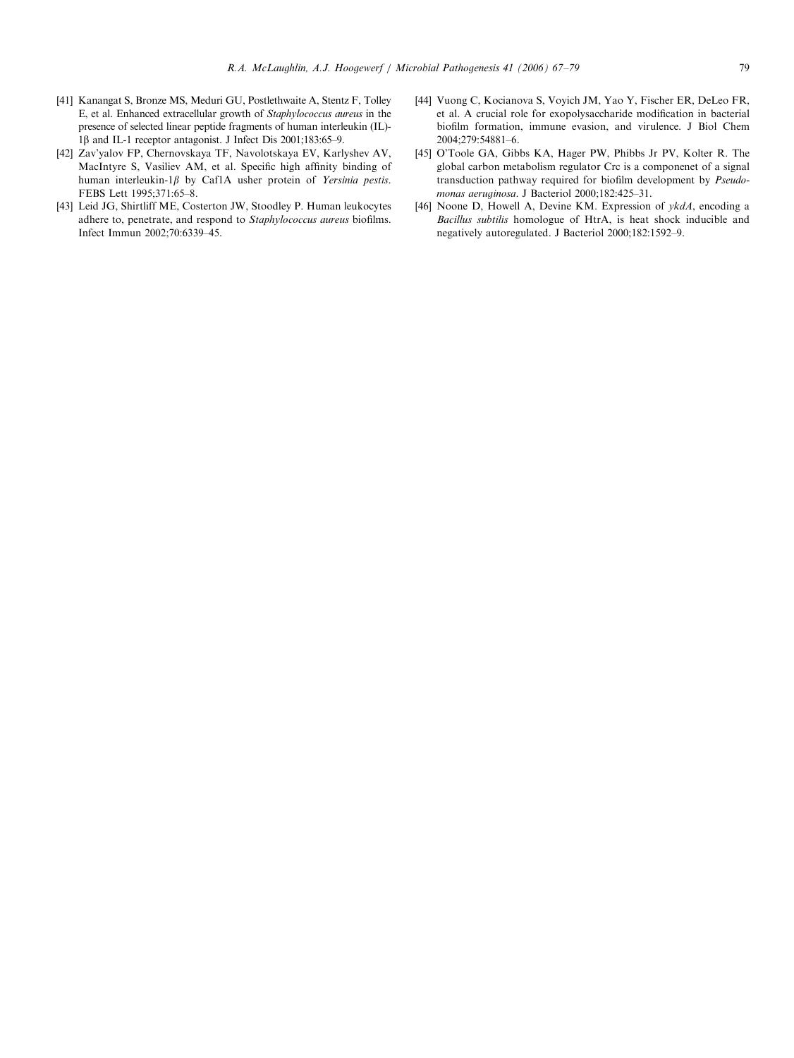[41] Kanangat S, Bronze MS, Meduri GU, Postlethwaite A, Stentz F, Tolley E, et al. Enhanced extracellular growth of *Staphylococcus aureus* in the presence of selected linear peptide fragments of human interleukin (IL)-1β and IL-1 receptor antagonist. J Infect Dis 2001;183:65–9.

[42] Zav'yalov FP, Chernovskaya TF, Navolotskaya EV, Karlyshev AV, MacIntyre S, Vasiliev AM, et al. Specific high affinity binding of human interleukin-1*β* by Caf1A usher protein of *Yersinia pestis*. FEBS Lett 1995;371:65–8.

[43] Leid JG, Shirtliff ME, Costerton JW, Stoodley P. Human leukocytes adhere to, penetrate, and respond to *Staphylococcus aureus* biofilms. Infect Immun 2002;70:6339–45.

[44] Vuong C, Kocianova S, Voyich JM, Yao Y, Fischer ER, DeLeo FR, et al. A crucial role for exopolysaccharide modification in bacterial biofilm formation, immune evasion, and virulence. J Biol Chem 2004;279:54881–6.

[45] O'Toole GA, Gibbs KA, Hager PW, Phibbs Jr PV, Kolter R. The global carbon metabolism regulator Crc is a componenet of a signal transduction pathway required for biofilm development by *Pseudomonas aeruginosa*. J Bacteriol 2000;182:425–31.

[46] Noone D, Howell A, Devine KM. Expression of *ykdA*, encoding a *Bacillus subtilis* homologue of HtrA, is heat shock inducible and negatively autoregulated. J Bacteriol 2000;182:1592–9.